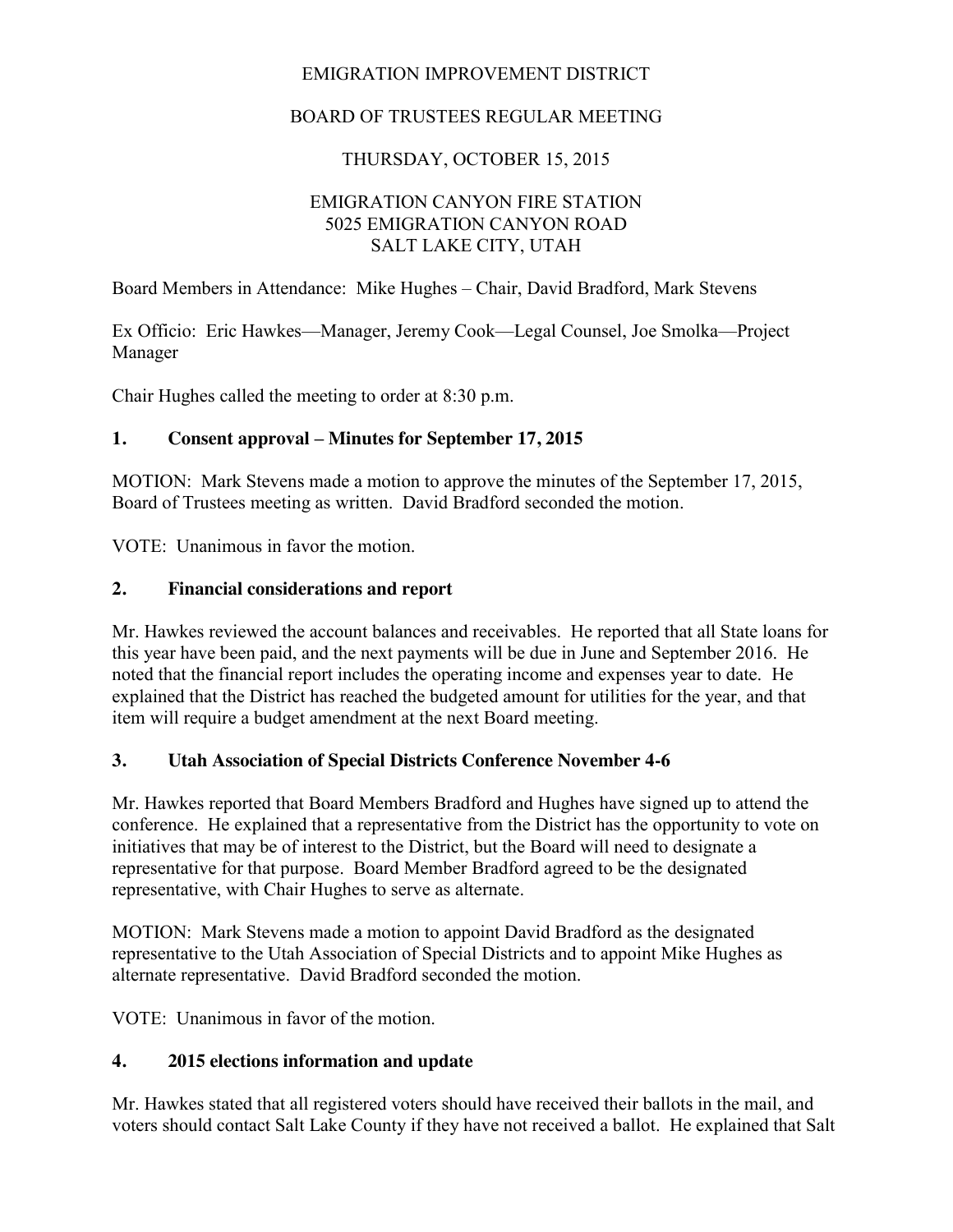EMIGRATION IMPROVEMENT DISTRICT

BOARD OF TRUSTEES REGULAR MEETING

THURSDAY, OCTOBER 15, 2015

EMIGRATION CANYON FIRE STATION
5025 EMIGRATION CANYON ROAD
SALT LAKE CITY, UTAH

Board Members in Attendance: Mike Hughes – Chair, David Bradford, Mark Stevens

Ex Officio: Eric Hawkes—Manager, Jeremy Cook—Legal Counsel, Joe Smolka—Project Manager

Chair Hughes called the meeting to order at 8:30 p.m.

## 1. Consent approval – Minutes for September 17, 2015

MOTION: Mark Stevens made a motion to approve the minutes of the September 17, 2015, Board of Trustees meeting as written. David Bradford seconded the motion.

VOTE: Unanimous in favor the motion.

## 2. Financial considerations and report

Mr. Hawkes reviewed the account balances and receivables. He reported that all State loans for this year have been paid, and the next payments will be due in June and September 2016. He noted that the financial report includes the operating income and expenses year to date. He explained that the District has reached the budgeted amount for utilities for the year, and that item will require a budget amendment at the next Board meeting.

## 3. Utah Association of Special Districts Conference November 4-6

Mr. Hawkes reported that Board Members Bradford and Hughes have signed up to attend the conference. He explained that a representative from the District has the opportunity to vote on initiatives that may be of interest to the District, but the Board will need to designate a representative for that purpose. Board Member Bradford agreed to be the designated representative, with Chair Hughes to serve as alternate.

MOTION: Mark Stevens made a motion to appoint David Bradford as the designated representative to the Utah Association of Special Districts and to appoint Mike Hughes as alternate representative. David Bradford seconded the motion.

VOTE: Unanimous in favor of the motion.

## 4. 2015 elections information and update

Mr. Hawkes stated that all registered voters should have received their ballots in the mail, and voters should contact Salt Lake County if they have not received a ballot. He explained that Salt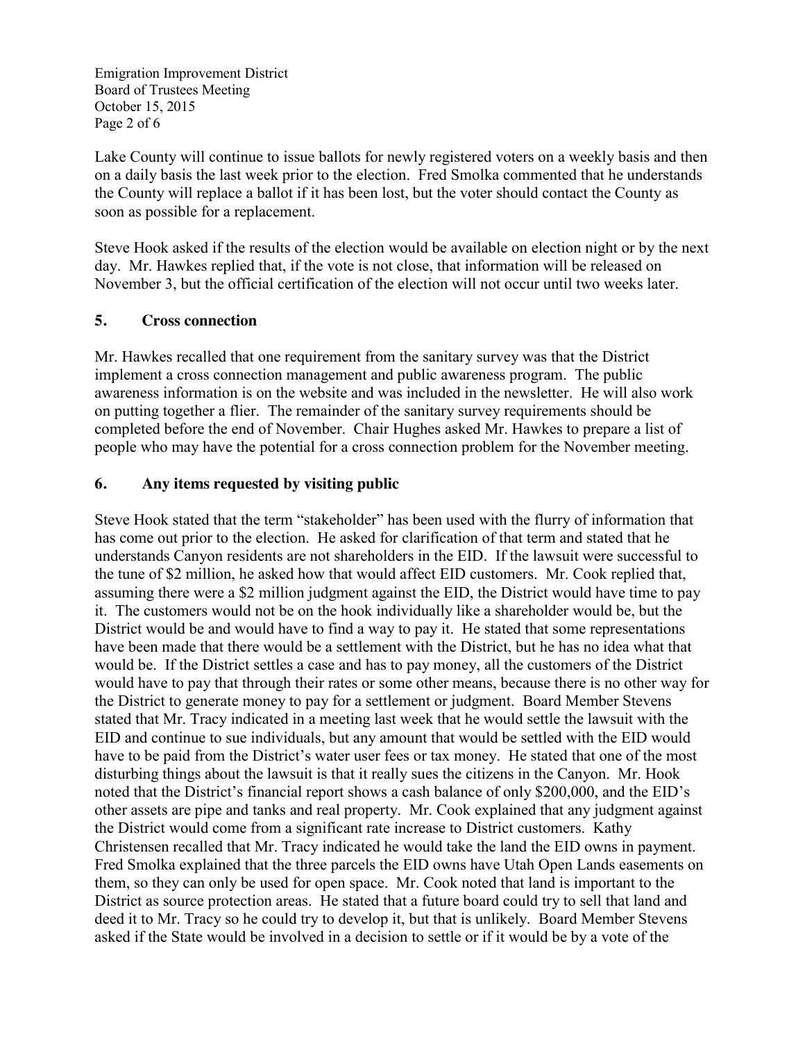Lake County will continue to issue ballots for newly registered voters on a weekly basis and then on a daily basis the last week prior to the election. Fred Smolka commented that he understands the County will replace a ballot if it has been lost, but the voter should contact the County as soon as possible for a replacement.

Steve Hook asked if the results of the election would be available on election night or by the next day. Mr. Hawkes replied that, if the vote is not close, that information will be released on November 3, but the official certification of the election will not occur until two weeks later.

## 5. Cross connection

Mr. Hawkes recalled that one requirement from the sanitary survey was that the District implement a cross connection management and public awareness program. The public awareness information is on the website and was included in the newsletter. He will also work on putting together a flier. The remainder of the sanitary survey requirements should be completed before the end of November. Chair Hughes asked Mr. Hawkes to prepare a list of people who may have the potential for a cross connection problem for the November meeting.

## 6. Any items requested by visiting public

Steve Hook stated that the term "stakeholder" has been used with the flurry of information that has come out prior to the election. He asked for clarification of that term and stated that he understands Canyon residents are not shareholders in the EID. If the lawsuit were successful to the tune of $2 million, he asked how that would affect EID customers. Mr. Cook replied that, assuming there were a $2 million judgment against the EID, the District would have time to pay it. The customers would not be on the hook individually like a shareholder would be, but the District would be and would have to find a way to pay it. He stated that some representations have been made that there would be a settlement with the District, but he has no idea what that would be. If the District settles a case and has to pay money, all the customers of the District would have to pay that through their rates or some other means, because there is no other way for the District to generate money to pay for a settlement or judgment. Board Member Stevens stated that Mr. Tracy indicated in a meeting last week that he would settle the lawsuit with the EID and continue to sue individuals, but any amount that would be settled with the EID would have to be paid from the District's water user fees or tax money. He stated that one of the most disturbing things about the lawsuit is that it really sues the citizens in the Canyon. Mr. Hook noted that the District's financial report shows a cash balance of only $200,000, and the EID's other assets are pipe and tanks and real property. Mr. Cook explained that any judgment against the District would come from a significant rate increase to District customers. Kathy Christensen recalled that Mr. Tracy indicated he would take the land the EID owns in payment. Fred Smolka explained that the three parcels the EID owns have Utah Open Lands easements on them, so they can only be used for open space. Mr. Cook noted that land is important to the District as source protection areas. He stated that a future board could try to sell that land and deed it to Mr. Tracy so he could try to develop it, but that is unlikely. Board Member Stevens asked if the State would be involved in a decision to settle or if it would be by a vote of the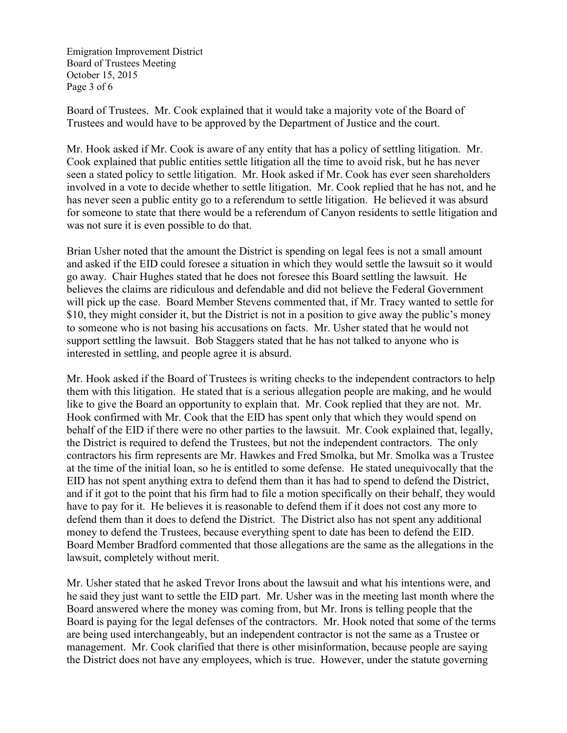Board of Trustees. Mr. Cook explained that it would take a majority vote of the Board of Trustees and would have to be approved by the Department of Justice and the court.

Mr. Hook asked if Mr. Cook is aware of any entity that has a policy of settling litigation. Mr. Cook explained that public entities settle litigation all the time to avoid risk, but he has never seen a stated policy to settle litigation. Mr. Hook asked if Mr. Cook has ever seen shareholders involved in a vote to decide whether to settle litigation. Mr. Cook replied that he has not, and he has never seen a public entity go to a referendum to settle litigation. He believed it was absurd for someone to state that there would be a referendum of Canyon residents to settle litigation and was not sure it is even possible to do that.

Brian Usher noted that the amount the District is spending on legal fees is not a small amount and asked if the EID could foresee a situation in which they would settle the lawsuit so it would go away. Chair Hughes stated that he does not foresee this Board settling the lawsuit. He believes the claims are ridiculous and defendable and did not believe the Federal Government will pick up the case. Board Member Stevens commented that, if Mr. Tracy wanted to settle for $10, they might consider it, but the District is not in a position to give away the public's money to someone who is not basing his accusations on facts. Mr. Usher stated that he would not support settling the lawsuit. Bob Staggers stated that he has not talked to anyone who is interested in settling, and people agree it is absurd.

Mr. Hook asked if the Board of Trustees is writing checks to the independent contractors to help them with this litigation. He stated that is a serious allegation people are making, and he would like to give the Board an opportunity to explain that. Mr. Cook replied that they are not. Mr. Hook confirmed with Mr. Cook that the EID has spent only that which they would spend on behalf of the EID if there were no other parties to the lawsuit. Mr. Cook explained that, legally, the District is required to defend the Trustees, but not the independent contractors. The only contractors his firm represents are Mr. Hawkes and Fred Smolka, but Mr. Smolka was a Trustee at the time of the initial loan, so he is entitled to some defense. He stated unequivocally that the EID has not spent anything extra to defend them than it has had to spend to defend the District, and if it got to the point that his firm had to file a motion specifically on their behalf, they would have to pay for it. He believes it is reasonable to defend them if it does not cost any more to defend them than it does to defend the District. The District also has not spent any additional money to defend the Trustees, because everything spent to date has been to defend the EID. Board Member Bradford commented that those allegations are the same as the allegations in the lawsuit, completely without merit.

Mr. Usher stated that he asked Trevor Irons about the lawsuit and what his intentions were, and he said they just want to settle the EID part. Mr. Usher was in the meeting last month where the Board answered where the money was coming from, but Mr. Irons is telling people that the Board is paying for the legal defenses of the contractors. Mr. Hook noted that some of the terms are being used interchangeably, but an independent contractor is not the same as a Trustee or management. Mr. Cook clarified that there is other misinformation, because people are saying the District does not have any employees, which is true. However, under the statute governing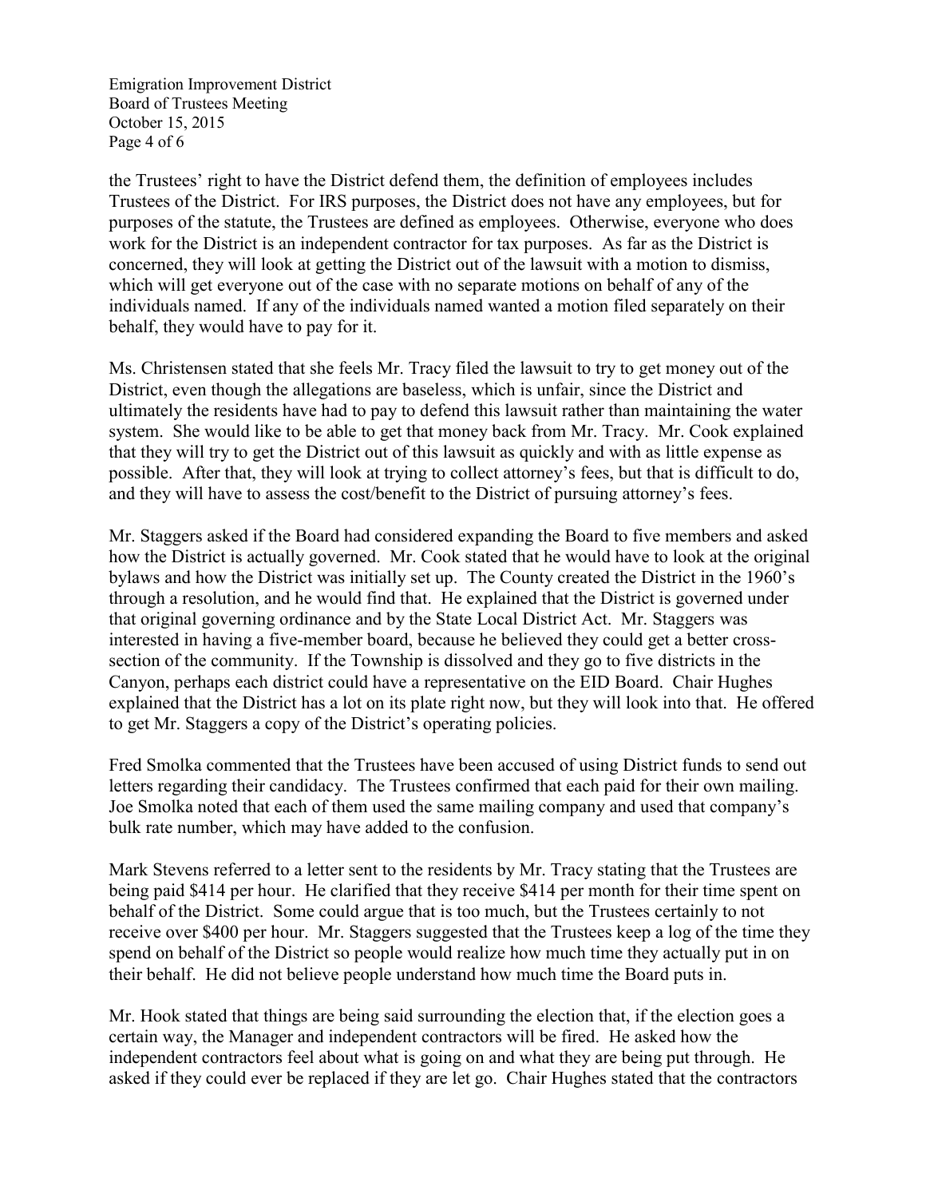the Trustees' right to have the District defend them, the definition of employees includes Trustees of the District. For IRS purposes, the District does not have any employees, but for purposes of the statute, the Trustees are defined as employees. Otherwise, everyone who does work for the District is an independent contractor for tax purposes. As far as the District is concerned, they will look at getting the District out of the lawsuit with a motion to dismiss, which will get everyone out of the case with no separate motions on behalf of any of the individuals named. If any of the individuals named wanted a motion filed separately on their behalf, they would have to pay for it.

Ms. Christensen stated that she feels Mr. Tracy filed the lawsuit to try to get money out of the District, even though the allegations are baseless, which is unfair, since the District and ultimately the residents have had to pay to defend this lawsuit rather than maintaining the water system. She would like to be able to get that money back from Mr. Tracy. Mr. Cook explained that they will try to get the District out of this lawsuit as quickly and with as little expense as possible. After that, they will look at trying to collect attorney's fees, but that is difficult to do, and they will have to assess the cost/benefit to the District of pursuing attorney's fees.

Mr. Staggers asked if the Board had considered expanding the Board to five members and asked how the District is actually governed. Mr. Cook stated that he would have to look at the original bylaws and how the District was initially set up. The County created the District in the 1960's through a resolution, and he would find that. He explained that the District is governed under that original governing ordinance and by the State Local District Act. Mr. Staggers was interested in having a five-member board, because he believed they could get a better cross-section of the community. If the Township is dissolved and they go to five districts in the Canyon, perhaps each district could have a representative on the EID Board. Chair Hughes explained that the District has a lot on its plate right now, but they will look into that. He offered to get Mr. Staggers a copy of the District's operating policies.

Fred Smolka commented that the Trustees have been accused of using District funds to send out letters regarding their candidacy. The Trustees confirmed that each paid for their own mailing. Joe Smolka noted that each of them used the same mailing company and used that company's bulk rate number, which may have added to the confusion.

Mark Stevens referred to a letter sent to the residents by Mr. Tracy stating that the Trustees are being paid $414 per hour. He clarified that they receive $414 per month for their time spent on behalf of the District. Some could argue that is too much, but the Trustees certainly to not receive over $400 per hour. Mr. Staggers suggested that the Trustees keep a log of the time they spend on behalf of the District so people would realize how much time they actually put in on their behalf. He did not believe people understand how much time the Board puts in.

Mr. Hook stated that things are being said surrounding the election that, if the election goes a certain way, the Manager and independent contractors will be fired. He asked how the independent contractors feel about what is going on and what they are being put through. He asked if they could ever be replaced if they are let go. Chair Hughes stated that the contractors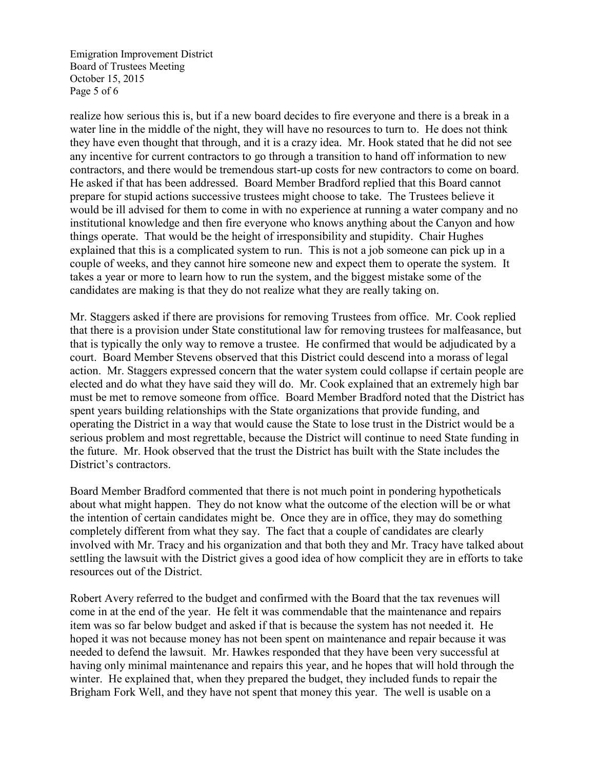realize how serious this is, but if a new board decides to fire everyone and there is a break in a water line in the middle of the night, they will have no resources to turn to. He does not think they have even thought that through, and it is a crazy idea. Mr. Hook stated that he did not see any incentive for current contractors to go through a transition to hand off information to new contractors, and there would be tremendous start-up costs for new contractors to come on board. He asked if that has been addressed. Board Member Bradford replied that this Board cannot prepare for stupid actions successive trustees might choose to take. The Trustees believe it would be ill advised for them to come in with no experience at running a water company and no institutional knowledge and then fire everyone who knows anything about the Canyon and how things operate. That would be the height of irresponsibility and stupidity. Chair Hughes explained that this is a complicated system to run. This is not a job someone can pick up in a couple of weeks, and they cannot hire someone new and expect them to operate the system. It takes a year or more to learn how to run the system, and the biggest mistake some of the candidates are making is that they do not realize what they are really taking on.

Mr. Staggers asked if there are provisions for removing Trustees from office. Mr. Cook replied that there is a provision under State constitutional law for removing trustees for malfeasance, but that is typically the only way to remove a trustee. He confirmed that would be adjudicated by a court. Board Member Stevens observed that this District could descend into a morass of legal action. Mr. Staggers expressed concern that the water system could collapse if certain people are elected and do what they have said they will do. Mr. Cook explained that an extremely high bar must be met to remove someone from office. Board Member Bradford noted that the District has spent years building relationships with the State organizations that provide funding, and operating the District in a way that would cause the State to lose trust in the District would be a serious problem and most regrettable, because the District will continue to need State funding in the future. Mr. Hook observed that the trust the District has built with the State includes the District's contractors.

Board Member Bradford commented that there is not much point in pondering hypotheticals about what might happen. They do not know what the outcome of the election will be or what the intention of certain candidates might be. Once they are in office, they may do something completely different from what they say. The fact that a couple of candidates are clearly involved with Mr. Tracy and his organization and that both they and Mr. Tracy have talked about settling the lawsuit with the District gives a good idea of how complicit they are in efforts to take resources out of the District.

Robert Avery referred to the budget and confirmed with the Board that the tax revenues will come in at the end of the year. He felt it was commendable that the maintenance and repairs item was so far below budget and asked if that is because the system has not needed it. He hoped it was not because money has not been spent on maintenance and repair because it was needed to defend the lawsuit. Mr. Hawkes responded that they have been very successful at having only minimal maintenance and repairs this year, and he hopes that will hold through the winter. He explained that, when they prepared the budget, they included funds to repair the Brigham Fork Well, and they have not spent that money this year. The well is usable on a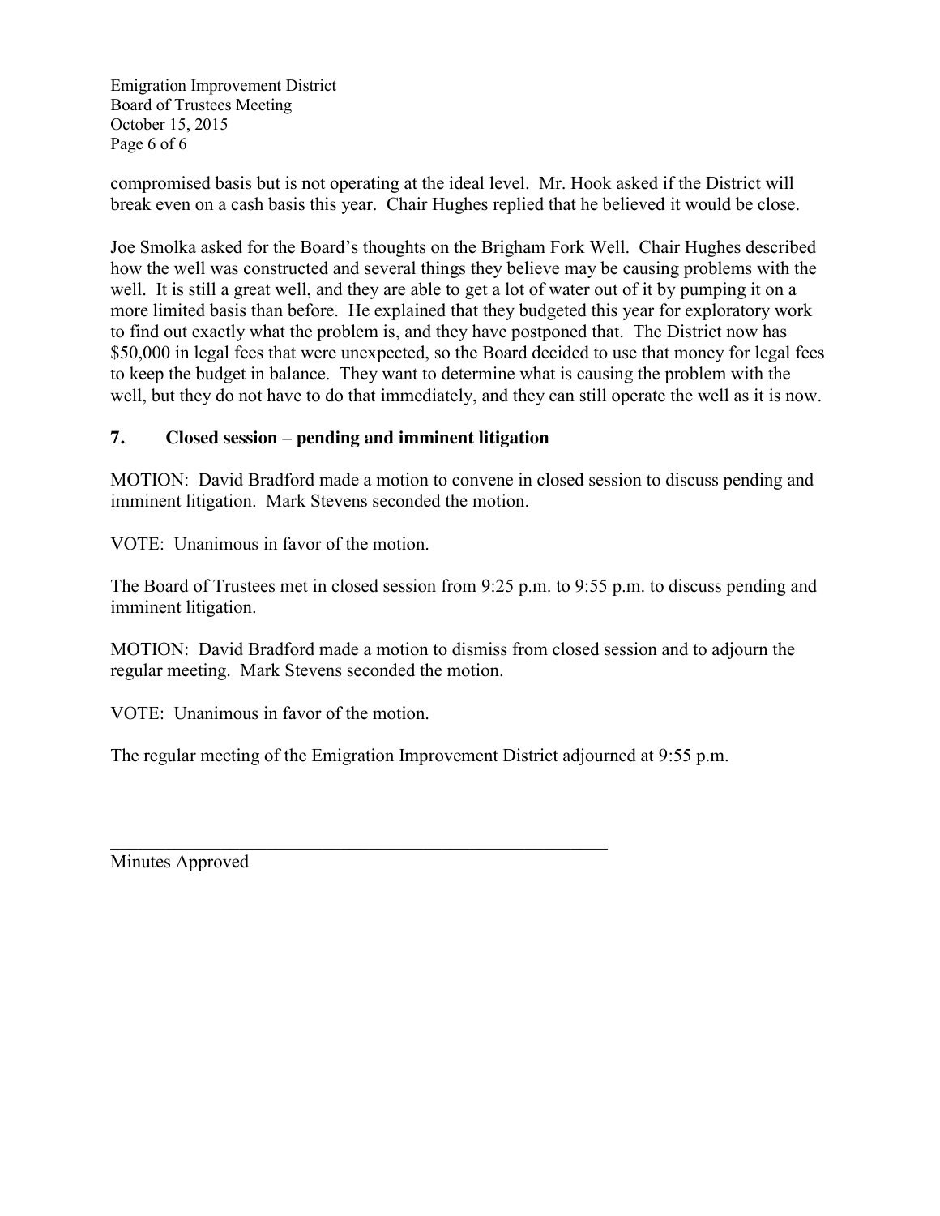compromised basis but is not operating at the ideal level. Mr. Hook asked if the District will break even on a cash basis this year. Chair Hughes replied that he believed it would be close.

Joe Smolka asked for the Board's thoughts on the Brigham Fork Well. Chair Hughes described how the well was constructed and several things they believe may be causing problems with the well. It is still a great well, and they are able to get a lot of water out of it by pumping it on a more limited basis than before. He explained that they budgeted this year for exploratory work to find out exactly what the problem is, and they have postponed that. The District now has $50,000 in legal fees that were unexpected, so the Board decided to use that money for legal fees to keep the budget in balance. They want to determine what is causing the problem with the well, but they do not have to do that immediately, and they can still operate the well as it is now.

## 7. Closed session – pending and imminent litigation

MOTION: David Bradford made a motion to convene in closed session to discuss pending and imminent litigation. Mark Stevens seconded the motion.

VOTE: Unanimous in favor of the motion.

The Board of Trustees met in closed session from 9:25 p.m. to 9:55 p.m. to discuss pending and imminent litigation.

MOTION: David Bradford made a motion to dismiss from closed session and to adjourn the regular meeting. Mark Stevens seconded the motion.

VOTE: Unanimous in favor of the motion.

The regular meeting of the Emigration Improvement District adjourned at 9:55 p.m.

\_\_\_\_\_\_\_\_\_\_\_\_\_\_\_\_\_\_\_\_\_\_\_\_\_\_\_\_\_\_\_\_\_\_\_\_\_\_\_\_\_\_\_\_\_\_\_\_\_\_\_\_

Minutes Approved